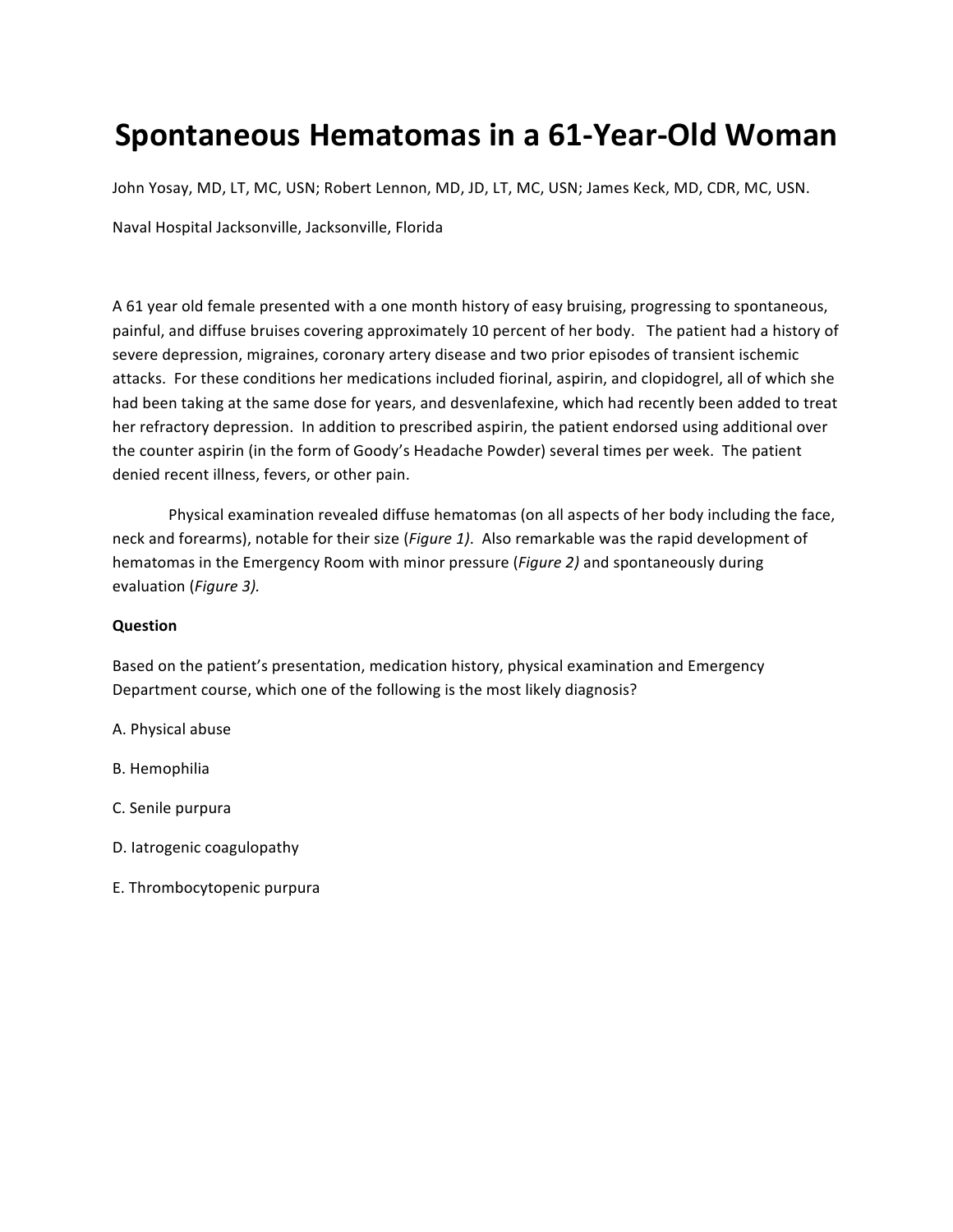# Spontaneous Hematomas in a 61-Year-Old Woman

John Yosay, MD, LT, MC, USN; Robert Lennon, MD, JD, LT, MC, USN; James Keck, MD, CDR, MC, USN.

Naval Hospital Jacksonville, Jacksonville, Florida

A 61 year old female presented with a one month history of easy bruising, progressing to spontaneous, painful, and diffuse bruises covering approximately 10 percent of her body. The patient had a history of severe depression, migraines, coronary artery disease and two prior episodes of transient ischemic attacks. For these conditions her medications included fiorinal, aspirin, and clopidogrel, all of which she had been taking at the same dose for years, and desvenlafexine, which had recently been added to treat her refractory depression. In addition to prescribed aspirin, the patient endorsed using additional over the counter aspirin (in the form of Goody's Headache Powder) several times per week. The patient denied recent illness, fevers, or other pain.

Physical examination revealed diffuse hematomas (on all aspects of her body including the face, neck and forearms), notable for their size (*Figure 1)*. Also remarkable was the rapid development of hematomas in the Emergency Room with minor pressure (*Figure 2)* and spontaneously during evaluation (*Figure 3).*

**Question**

Based on the patient's presentation, medication history, physical examination and Emergency Department course, which one of the following is the most likely diagnosis?

A. Physical abuse

B. Hemophilia

C. Senile purpura

D. Iatrogenic coagulopathy

E. Thrombocytopenic purpura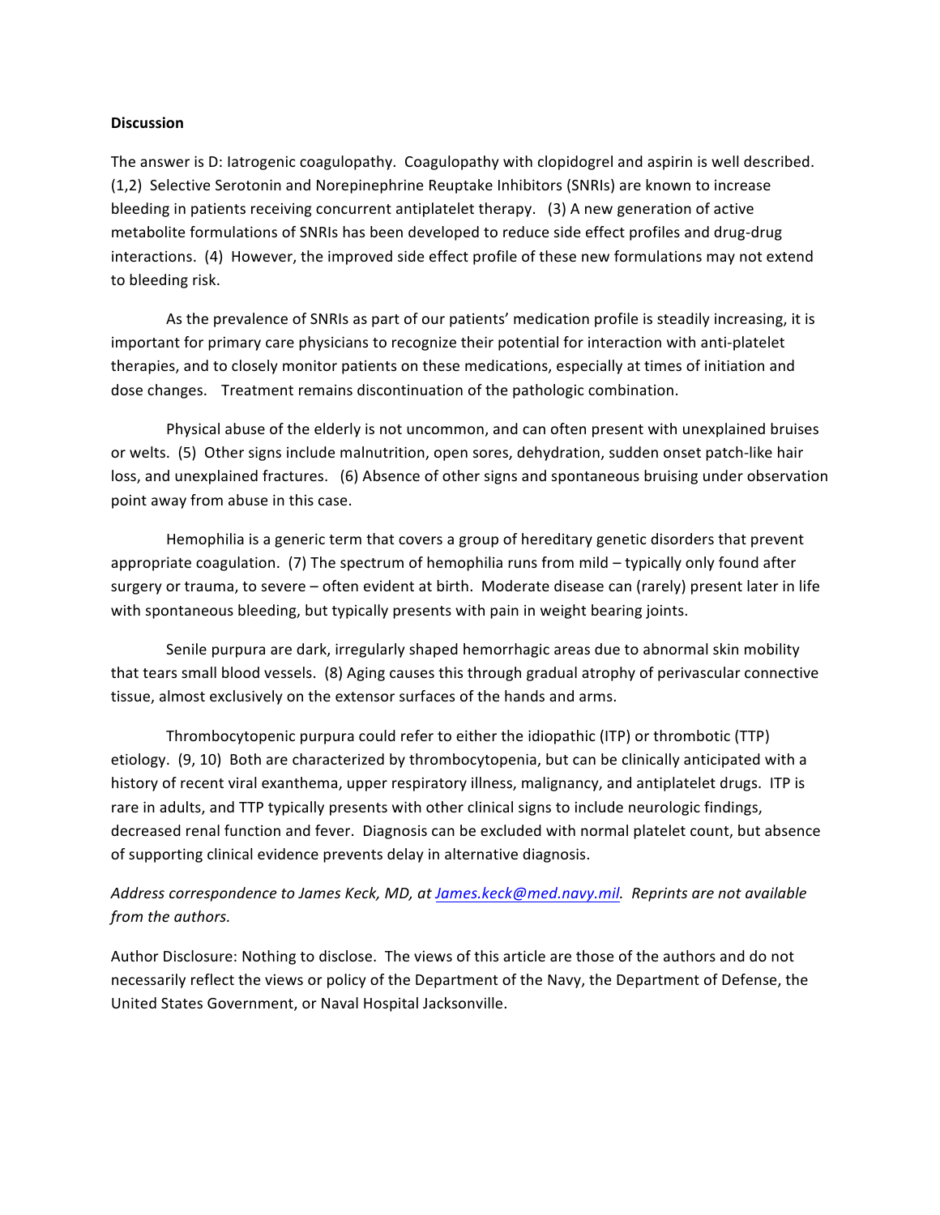**Discussion**

The answer is D: Iatrogenic coagulopathy. Coagulopathy with clopidogrel and aspirin is well described. (1,2) Selective Serotonin and Norepinephrine Reuptake Inhibitors (SNRIs) are known to increase bleeding in patients receiving concurrent antiplatelet therapy. (3) A new generation of active metabolite formulations of SNRIs has been developed to reduce side effect profiles and drug-drug interactions. (4) However, the improved side effect profile of these new formulations may not extend to bleeding risk.

As the prevalence of SNRIs as part of our patients' medication profile is steadily increasing, it is important for primary care physicians to recognize their potential for interaction with anti-platelet therapies, and to closely monitor patients on these medications, especially at times of initiation and dose changes. Treatment remains discontinuation of the pathologic combination.

Physical abuse of the elderly is not uncommon, and can often present with unexplained bruises or welts. (5) Other signs include malnutrition, open sores, dehydration, sudden onset patch-like hair loss, and unexplained fractures. (6) Absence of other signs and spontaneous bruising under observation point away from abuse in this case.

Hemophilia is a generic term that covers a group of hereditary genetic disorders that prevent appropriate coagulation. (7) The spectrum of hemophilia runs from mild – typically only found after surgery or trauma, to severe – often evident at birth. Moderate disease can (rarely) present later in life with spontaneous bleeding, but typically presents with pain in weight bearing joints.

Senile purpura are dark, irregularly shaped hemorrhagic areas due to abnormal skin mobility that tears small blood vessels. (8) Aging causes this through gradual atrophy of perivascular connective tissue, almost exclusively on the extensor surfaces of the hands and arms.

Thrombocytopenic purpura could refer to either the idiopathic (ITP) or thrombotic (TTP) etiology. (9, 10) Both are characterized by thrombocytopenia, but can be clinically anticipated with a history of recent viral exanthema, upper respiratory illness, malignancy, and antiplatelet drugs. ITP is rare in adults, and TTP typically presents with other clinical signs to include neurologic findings, decreased renal function and fever. Diagnosis can be excluded with normal platelet count, but absence of supporting clinical evidence prevents delay in alternative diagnosis.

*Address correspondence to James Keck, MD, at James.keck@med.navy.mil. Reprints are not available from the authors.*

Author Disclosure: Nothing to disclose. The views of this article are those of the authors and do not necessarily reflect the views or policy of the Department of the Navy, the Department of Defense, the United States Government, or Naval Hospital Jacksonville.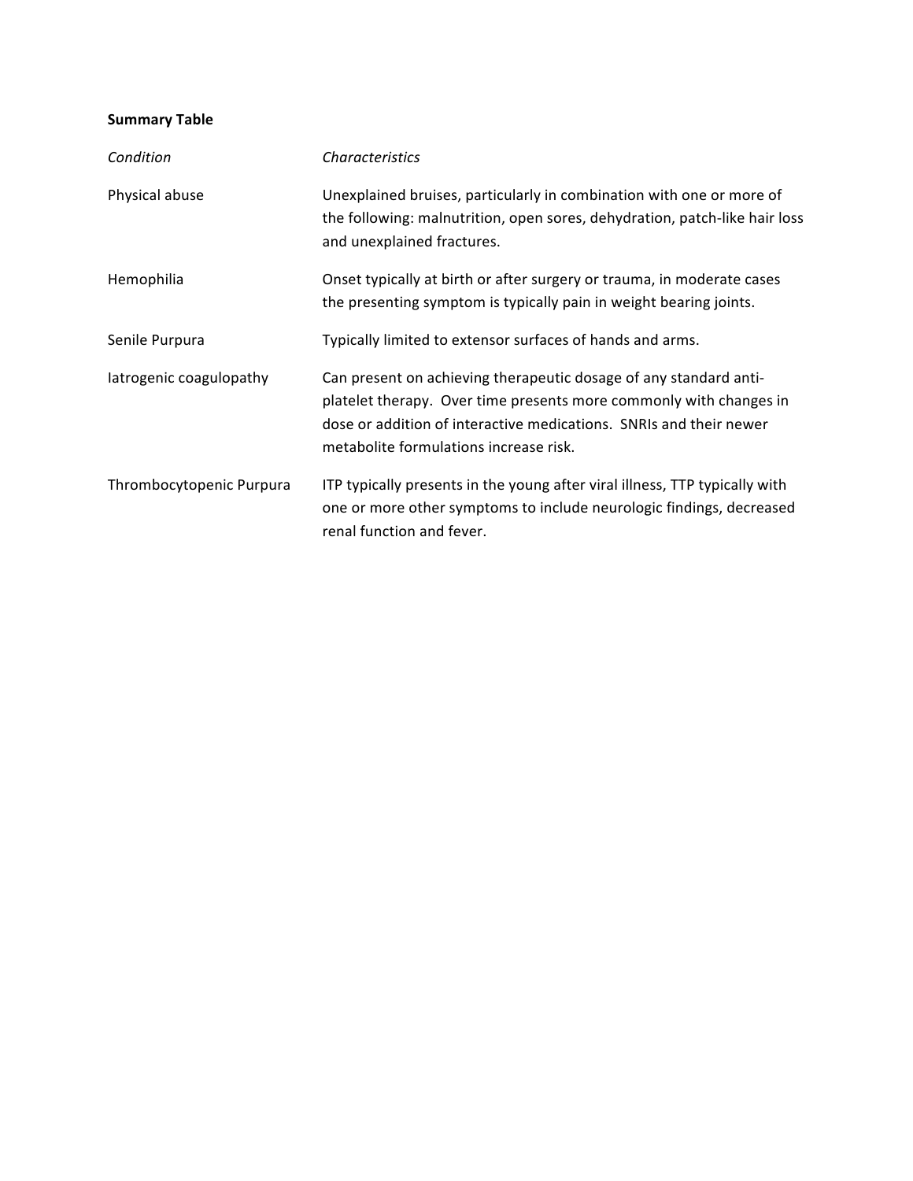**Summary Table**

| *Condition* | *Characteristics* |
| --- | --- |
| Physical abuse | Unexplained bruises, particularly in combination with one or more of the following: malnutrition, open sores, dehydration, patch-like hair loss and unexplained fractures. |
| Hemophilia | Onset typically at birth or after surgery or trauma, in moderate cases the presenting symptom is typically pain in weight bearing joints. |
| Senile Purpura | Typically limited to extensor surfaces of hands and arms. |
| Iatrogenic coagulopathy | Can present on achieving therapeutic dosage of any standard anti-platelet therapy. Over time presents more commonly with changes in dose or addition of interactive medications. SNRIs and their newer metabolite formulations increase risk. |
| Thrombocytopenic Purpura | ITP typically presents in the young after viral illness, TTP typically with one or more other symptoms to include neurologic findings, decreased renal function and fever. |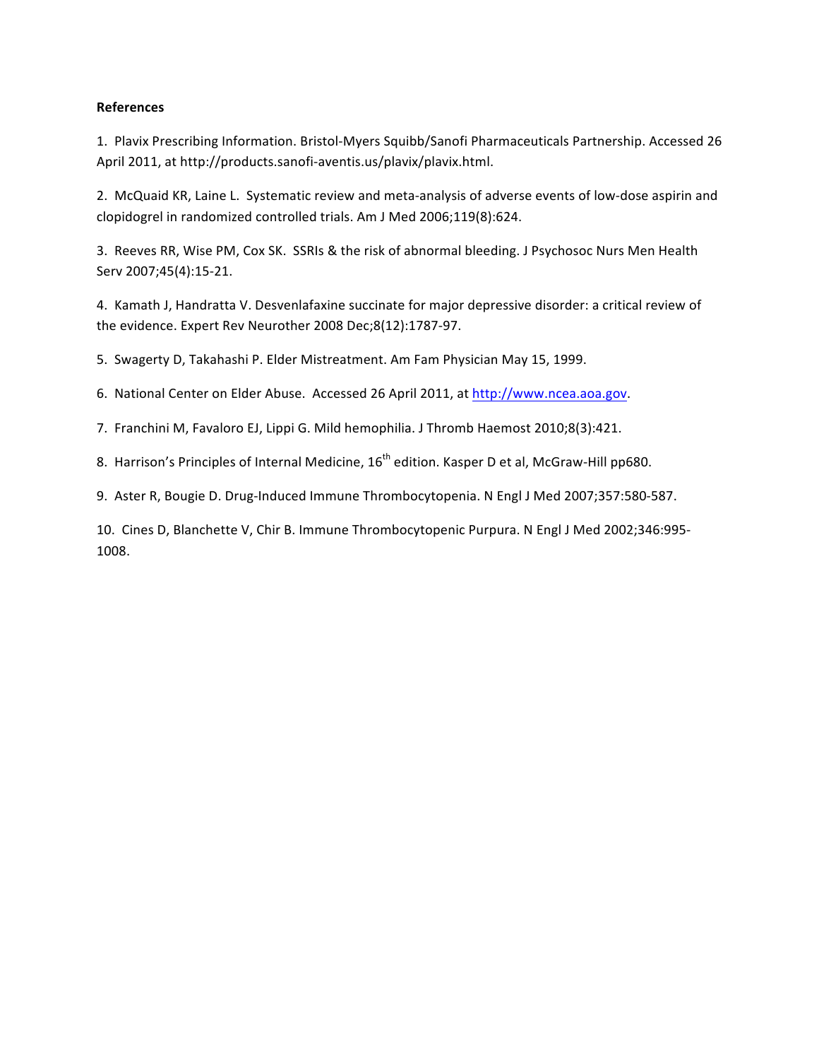**References**

1. Plavix Prescribing Information. Bristol-Myers Squibb/Sanofi Pharmaceuticals Partnership. Accessed 26 April 2011, at http://products.sanofi-aventis.us/plavix/plavix.html.

2. McQuaid KR, Laine L. Systematic review and meta-analysis of adverse events of low-dose aspirin and clopidogrel in randomized controlled trials. Am J Med 2006;119(8):624.

3. Reeves RR, Wise PM, Cox SK. SSRIs & the risk of abnormal bleeding. J Psychosoc Nurs Men Health Serv 2007;45(4):15-21.

4. Kamath J, Handratta V. Desvenlafaxine succinate for major depressive disorder: a critical review of the evidence. Expert Rev Neurother 2008 Dec;8(12):1787-97.

5. Swagerty D, Takahashi P. Elder Mistreatment. Am Fam Physician May 15, 1999.

6. National Center on Elder Abuse. Accessed 26 April 2011, at http://www.ncea.aoa.gov.

7. Franchini M, Favaloro EJ, Lippi G. Mild hemophilia. J Thromb Haemost 2010;8(3):421.

8. Harrison's Principles of Internal Medicine, 16th edition. Kasper D et al, McGraw-Hill pp680.

9. Aster R, Bougie D. Drug-Induced Immune Thrombocytopenia. N Engl J Med 2007;357:580-587.

10. Cines D, Blanchette V, Chir B. Immune Thrombocytopenic Purpura. N Engl J Med 2002;346:995-1008.